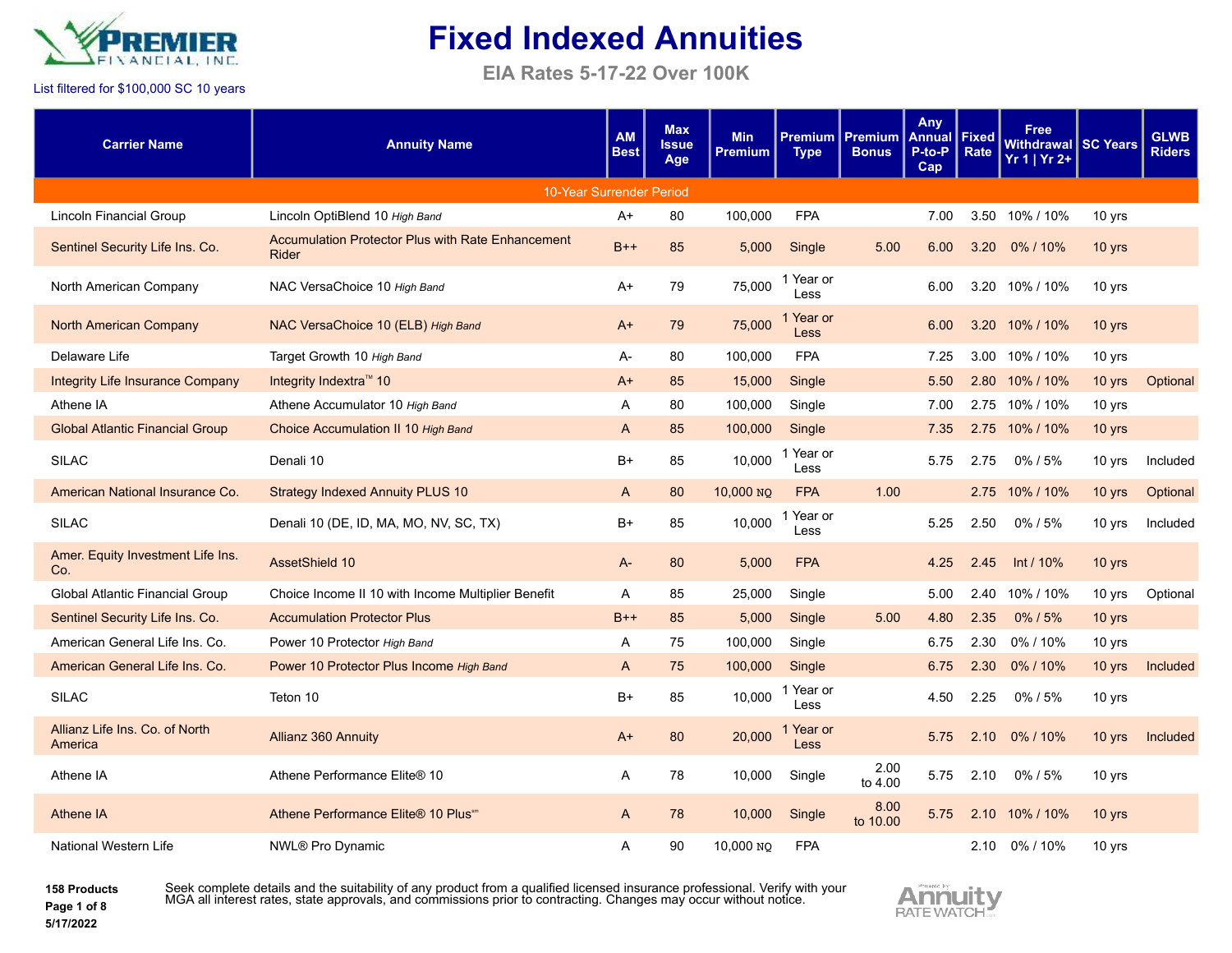# Fixed Indexed Annuities

## EIA Rates 5-17-22 Over 100K

List filtered for $100,000 SC 10 years

| Carrier Name | Annuity Name | AM Best | Max Issue Age | Min Premium | Premium Type | Premium Bonus | Any Annual P-to-P Cap | Fixed Rate | Free Withdrawal Yr 1 \| Yr 2+ | SC Years | GLWB Riders |
|---|---|---|---|---|---|---|---|---|---|---|---|
| **10-Year Surrender Period** | | | | | | | | | | | |
| Lincoln Financial Group | Lincoln OptiBlend 10 *High Band* | A+ | 80 | 100,000 | FPA | | 7.00 | 3.50 | 10% / 10% | 10 yrs | |
| Sentinel Security Life Ins. Co. | Accumulation Protector Plus with Rate Enhancement Rider | B++ | 85 | 5,000 | Single | 5.00 | 6.00 | 3.20 | 0% / 10% | 10 yrs | |
| North American Company | NAC VersaChoice 10 *High Band* | A+ | 79 | 75,000 | 1 Year or Less | | 6.00 | 3.20 | 10% / 10% | 10 yrs | |
| North American Company | NAC VersaChoice 10 (ELB) *High Band* | A+ | 79 | 75,000 | 1 Year or Less | | 6.00 | 3.20 | 10% / 10% | 10 yrs | |
| Delaware Life | Target Growth 10 *High Band* | A- | 80 | 100,000 | FPA | | 7.25 | 3.00 | 10% / 10% | 10 yrs | |
| Integrity Life Insurance Company | Integrity Indextra™ 10 | A+ | 85 | 15,000 | Single | | 5.50 | 2.80 | 10% / 10% | 10 yrs | Optional |
| Athene IA | Athene Accumulator 10 *High Band* | A | 80 | 100,000 | Single | | 7.00 | 2.75 | 10% / 10% | 10 yrs | |
| Global Atlantic Financial Group | Choice Accumulation II 10 *High Band* | A | 85 | 100,000 | Single | | 7.35 | 2.75 | 10% / 10% | 10 yrs | |
| SILAC | Denali 10 | B+ | 85 | 10,000 | 1 Year or Less | | 5.75 | 2.75 | 0% / 5% | 10 yrs | Included |
| American National Insurance Co. | Strategy Indexed Annuity PLUS 10 | A | 80 | 10,000 NQ | FPA | 1.00 | | 2.75 | 10% / 10% | 10 yrs | Optional |
| SILAC | Denali 10 (DE, ID, MA, MO, NV, SC, TX) | B+ | 85 | 10,000 | 1 Year or Less | | 5.25 | 2.50 | 0% / 5% | 10 yrs | Included |
| Amer. Equity Investment Life Ins. Co. | AssetShield 10 | A- | 80 | 5,000 | FPA | | 4.25 | 2.45 | Int / 10% | 10 yrs | |
| Global Atlantic Financial Group | Choice Income II 10 with Income Multiplier Benefit | A | 85 | 25,000 | Single | | 5.00 | 2.40 | 10% / 10% | 10 yrs | Optional |
| Sentinel Security Life Ins. Co. | Accumulation Protector Plus | B++ | 85 | 5,000 | Single | 5.00 | 4.80 | 2.35 | 0% / 5% | 10 yrs | |
| American General Life Ins. Co. | Power 10 Protector *High Band* | A | 75 | 100,000 | Single | | 6.75 | 2.30 | 0% / 10% | 10 yrs | |
| American General Life Ins. Co. | Power 10 Protector Plus Income *High Band* | A | 75 | 100,000 | Single | | 6.75 | 2.30 | 0% / 10% | 10 yrs | Included |
| SILAC | Teton 10 | B+ | 85 | 10,000 | 1 Year or Less | | 4.50 | 2.25 | 0% / 5% | 10 yrs | |
| Allianz Life Ins. Co. of North America | Allianz 360 Annuity | A+ | 80 | 20,000 | 1 Year or Less | | 5.75 | 2.10 | 0% / 10% | 10 yrs | Included |
| Athene IA | Athene Performance Elite® 10 | A | 78 | 10,000 | Single | 2.00 to 4.00 | 5.75 | 2.10 | 0% / 5% | 10 yrs | |
| Athene IA | Athene Performance Elite® 10 Plus℠ | A | 78 | 10,000 | Single | 8.00 to 10.00 | 5.75 | 2.10 | 10% / 10% | 10 yrs | |
| National Western Life | NWL® Pro Dynamic | A | 90 | 10,000 NQ | FPA | | | 2.10 | 0% / 10% | 10 yrs | |

**158 Products**

**5/17/2022**

Seek complete details and the suitability of any product from a qualified licensed insurance professional. Verify with your MGA all interest rates, state approvals, and commissions prior to contracting. Changes may occur without notice.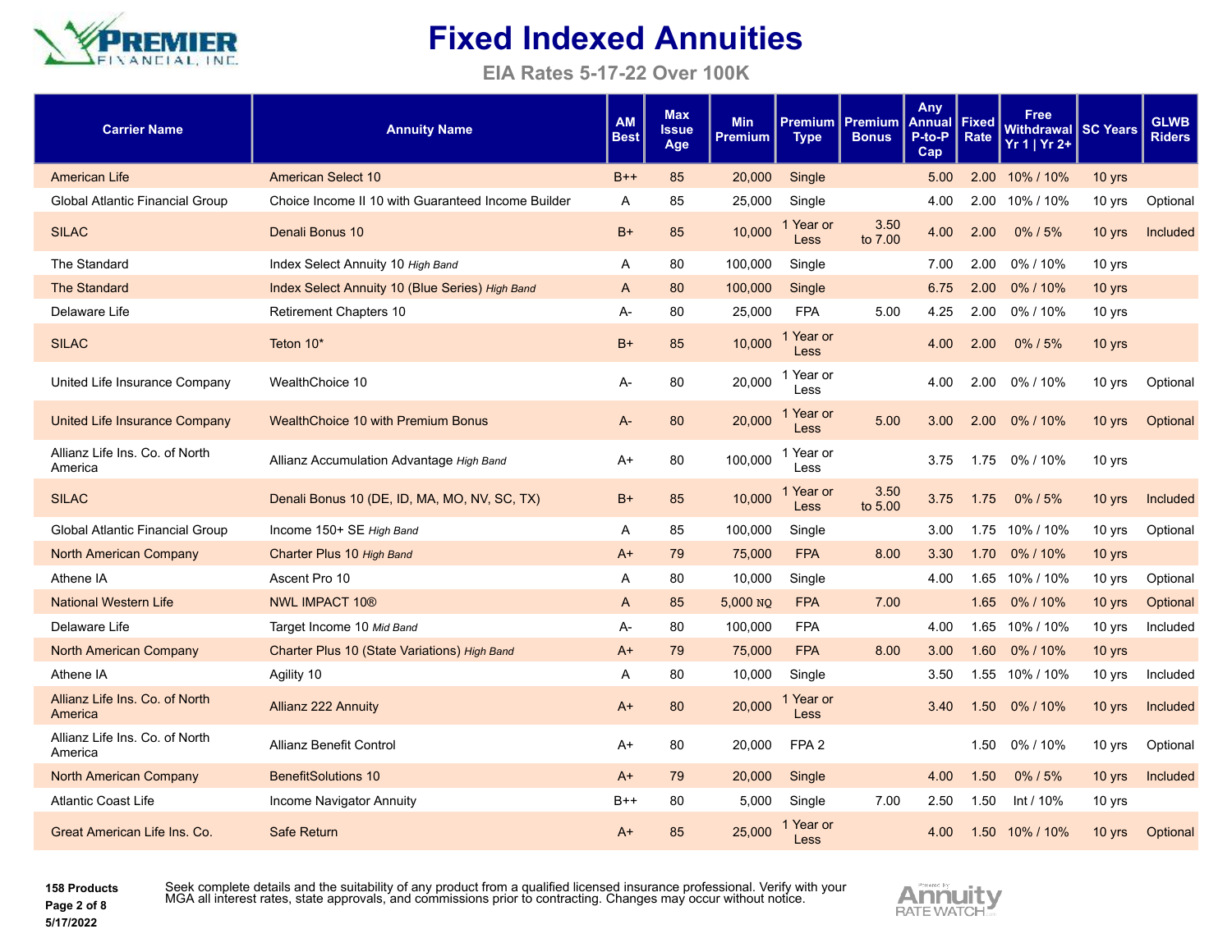# Fixed Indexed Annuities

## EIA Rates 5-17-22 Over 100K

| Carrier Name | Annuity Name | AM Best | Max Issue Age | Min Premium | Premium Type | Premium Bonus | Any Annual P-to-P Cap | Fixed Rate | Free Withdrawal Yr 1 \| Yr 2+ | SC Years | GLWB Riders |
|---|---|---|---|---|---|---|---|---|---|---|---|
| American Life | American Select 10 | B++ | 85 | 20,000 | Single | | 5.00 | 2.00 | 10% / 10% | 10 yrs | |
| Global Atlantic Financial Group | Choice Income II 10 with Guaranteed Income Builder | A | 85 | 25,000 | Single | | 4.00 | 2.00 | 10% / 10% | 10 yrs | Optional |
| SILAC | Denali Bonus 10 | B+ | 85 | 10,000 | 1 Year or Less | 3.50 to 7.00 | 4.00 | 2.00 | 0% / 5% | 10 yrs | Included |
| The Standard | Index Select Annuity 10 *High Band* | A | 80 | 100,000 | Single | | 7.00 | 2.00 | 0% / 10% | 10 yrs | |
| The Standard | Index Select Annuity 10 (Blue Series) *High Band* | A | 80 | 100,000 | Single | | 6.75 | 2.00 | 0% / 10% | 10 yrs | |
| Delaware Life | Retirement Chapters 10 | A- | 80 | 25,000 | FPA | 5.00 | 4.25 | 2.00 | 0% / 10% | 10 yrs | |
| SILAC | Teton 10* | B+ | 85 | 10,000 | 1 Year or Less | | 4.00 | 2.00 | 0% / 5% | 10 yrs | |
| United Life Insurance Company | WealthChoice 10 | A- | 80 | 20,000 | 1 Year or Less | | 4.00 | 2.00 | 0% / 10% | 10 yrs | Optional |
| United Life Insurance Company | WealthChoice 10 with Premium Bonus | A- | 80 | 20,000 | 1 Year or Less | 5.00 | 3.00 | 2.00 | 0% / 10% | 10 yrs | Optional |
| Allianz Life Ins. Co. of North America | Allianz Accumulation Advantage *High Band* | A+ | 80 | 100,000 | 1 Year or Less | | 3.75 | 1.75 | 0% / 10% | 10 yrs | |
| SILAC | Denali Bonus 10 (DE, ID, MA, MO, NV, SC, TX) | B+ | 85 | 10,000 | 1 Year or Less | 3.50 to 5.00 | 3.75 | 1.75 | 0% / 5% | 10 yrs | Included |
| Global Atlantic Financial Group | Income 150+ SE *High Band* | A | 85 | 100,000 | Single | | 3.00 | 1.75 | 10% / 10% | 10 yrs | Optional |
| North American Company | Charter Plus 10 *High Band* | A+ | 79 | 75,000 | FPA | 8.00 | 3.30 | 1.70 | 0% / 10% | 10 yrs | |
| Athene IA | Ascent Pro 10 | A | 80 | 10,000 | Single | | 4.00 | 1.65 | 10% / 10% | 10 yrs | Optional |
| National Western Life | NWL IMPACT 10® | A | 85 | 5,000 NQ | FPA | 7.00 | | 1.65 | 0% / 10% | 10 yrs | Optional |
| Delaware Life | Target Income 10 *Mid Band* | A- | 80 | 100,000 | FPA | | 4.00 | 1.65 | 10% / 10% | 10 yrs | Included |
| North American Company | Charter Plus 10 (State Variations) *High Band* | A+ | 79 | 75,000 | FPA | 8.00 | 3.00 | 1.60 | 0% / 10% | 10 yrs | |
| Athene IA | Agility 10 | A | 80 | 10,000 | Single | | 3.50 | 1.55 | 10% / 10% | 10 yrs | Included |
| Allianz Life Ins. Co. of North America | Allianz 222 Annuity | A+ | 80 | 20,000 | 1 Year or Less | | 3.40 | 1.50 | 0% / 10% | 10 yrs | Included |
| Allianz Life Ins. Co. of North America | Allianz Benefit Control | A+ | 80 | 20,000 | FPA 2 | | | 1.50 | 0% / 10% | 10 yrs | Optional |
| North American Company | BenefitSolutions 10 | A+ | 79 | 20,000 | Single | | 4.00 | 1.50 | 0% / 5% | 10 yrs | Included |
| Atlantic Coast Life | Income Navigator Annuity | B++ | 80 | 5,000 | Single | 7.00 | 2.50 | 1.50 | Int / 10% | 10 yrs | |
| Great American Life Ins. Co. | Safe Return | A+ | 85 | 25,000 | 1 Year or Less | | 4.00 | 1.50 | 10% / 10% | 10 yrs | Optional |

**158 Products**
**5/17/2022**

Seek complete details and the suitability of any product from a qualified licensed insurance professional. Verify with your MGA all interest rates, state approvals, and commissions prior to contracting. Changes may occur without notice.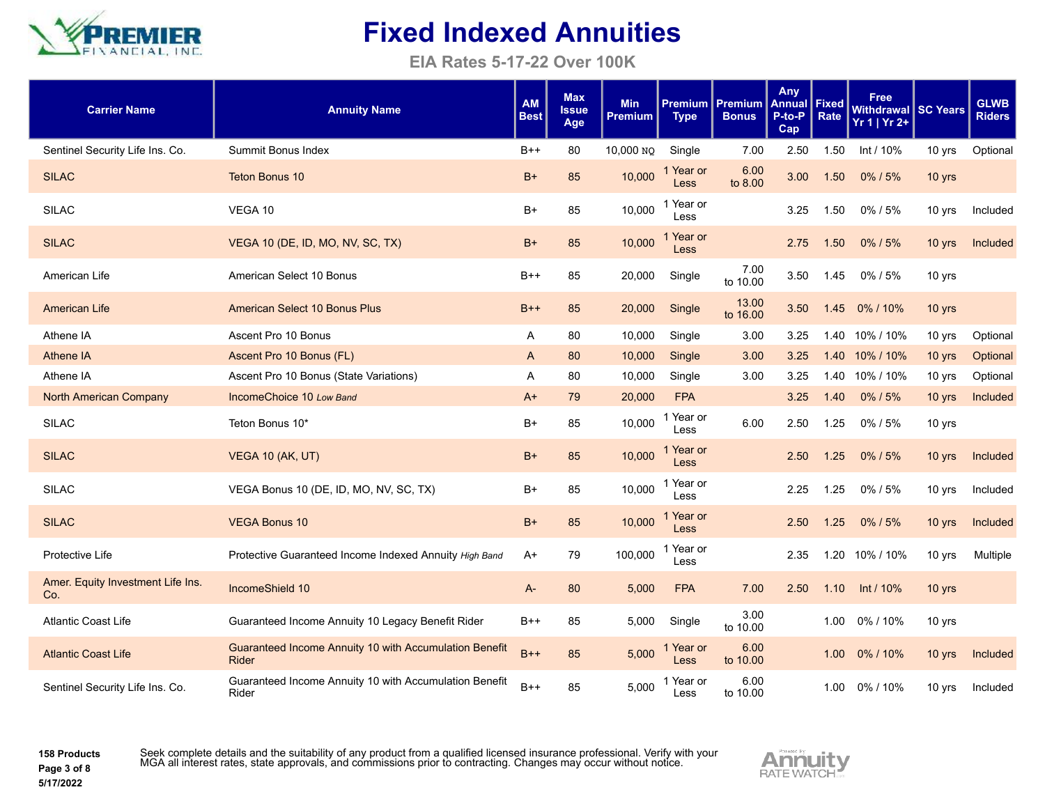# Fixed Indexed Annuities

## EIA Rates 5-17-22 Over 100K

| Carrier Name | Annuity Name | AM Best | Max Issue Age | Min Premium | Premium Type | Premium Bonus | Any Annual P-to-P Cap | Fixed Rate | Free Withdrawal Yr 1 \| Yr 2+ | SC Years | GLWB Riders |
|---|---|---|---|---|---|---|---|---|---|---|---|
| Sentinel Security Life Ins. Co. | Summit Bonus Index | B++ | 80 | 10,000 NQ | Single | 7.00 | 2.50 | 1.50 | Int / 10% | 10 yrs | Optional |
| SILAC | Teton Bonus 10 | B+ | 85 | 10,000 | 1 Year or Less | 6.00 to 8.00 | 3.00 | 1.50 | 0% / 5% | 10 yrs | |
| SILAC | VEGA 10 | B+ | 85 | 10,000 | 1 Year or Less | | 3.25 | 1.50 | 0% / 5% | 10 yrs | Included |
| SILAC | VEGA 10 (DE, ID, MO, NV, SC, TX) | B+ | 85 | 10,000 | 1 Year or Less | | 2.75 | 1.50 | 0% / 5% | 10 yrs | Included |
| American Life | American Select 10 Bonus | B++ | 85 | 20,000 | Single | 7.00 to 10.00 | 3.50 | 1.45 | 0% / 5% | 10 yrs | |
| American Life | American Select 10 Bonus Plus | B++ | 85 | 20,000 | Single | 13.00 to 16.00 | 3.50 | 1.45 | 0% / 10% | 10 yrs | |
| Athene IA | Ascent Pro 10 Bonus | A | 80 | 10,000 | Single | 3.00 | 3.25 | 1.40 | 10% / 10% | 10 yrs | Optional |
| Athene IA | Ascent Pro 10 Bonus (FL) | A | 80 | 10,000 | Single | 3.00 | 3.25 | 1.40 | 10% / 10% | 10 yrs | Optional |
| Athene IA | Ascent Pro 10 Bonus (State Variations) | A | 80 | 10,000 | Single | 3.00 | 3.25 | 1.40 | 10% / 10% | 10 yrs | Optional |
| North American Company | IncomeChoice 10 *Low Band* | A+ | 79 | 20,000 | FPA | | 3.25 | 1.40 | 0% / 5% | 10 yrs | Included |
| SILAC | Teton Bonus 10* | B+ | 85 | 10,000 | 1 Year or Less | 6.00 | 2.50 | 1.25 | 0% / 5% | 10 yrs | |
| SILAC | VEGA 10 (AK, UT) | B+ | 85 | 10,000 | 1 Year or Less | | 2.50 | 1.25 | 0% / 5% | 10 yrs | Included |
| SILAC | VEGA Bonus 10 (DE, ID, MO, NV, SC, TX) | B+ | 85 | 10,000 | 1 Year or Less | | 2.25 | 1.25 | 0% / 5% | 10 yrs | Included |
| SILAC | VEGA Bonus 10 | B+ | 85 | 10,000 | 1 Year or Less | | 2.50 | 1.25 | 0% / 5% | 10 yrs | Included |
| Protective Life | Protective Guaranteed Income Indexed Annuity *High Band* | A+ | 79 | 100,000 | 1 Year or Less | | 2.35 | 1.20 | 10% / 10% | 10 yrs | Multiple |
| Amer. Equity Investment Life Ins. Co. | IncomeShield 10 | A- | 80 | 5,000 | FPA | 7.00 | 2.50 | 1.10 | Int / 10% | 10 yrs | |
| Atlantic Coast Life | Guaranteed Income Annuity 10 Legacy Benefit Rider | B++ | 85 | 5,000 | Single | 3.00 to 10.00 | | 1.00 | 0% / 10% | 10 yrs | |
| Atlantic Coast Life | Guaranteed Income Annuity 10 with Accumulation Benefit Rider | B++ | 85 | 5,000 | 1 Year or Less | 6.00 to 10.00 | | 1.00 | 0% / 10% | 10 yrs | Included |
| Sentinel Security Life Ins. Co. | Guaranteed Income Annuity 10 with Accumulation Benefit Rider | B++ | 85 | 5,000 | 1 Year or Less | 6.00 to 10.00 | | 1.00 | 0% / 10% | 10 yrs | Included |

**158 Products**
**5/17/2022**

Seek complete details and the suitability of any product from a qualified licensed insurance professional. Verify with your MGA all interest rates, state approvals, and commissions prior to contracting. Changes may occur without notice.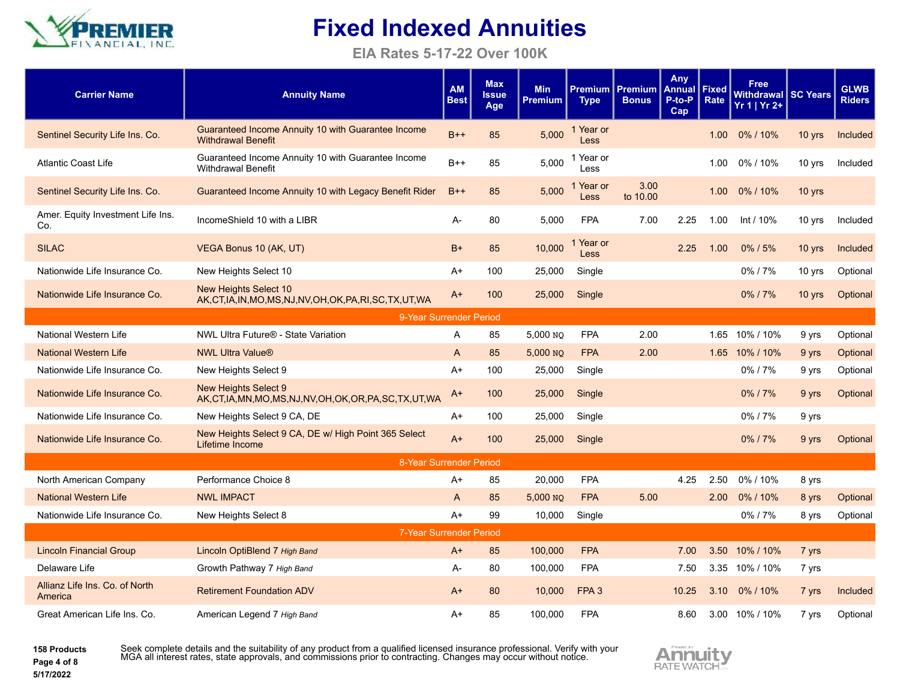# Fixed Indexed Annuities

## EIA Rates 5-17-22 Over 100K

| Carrier Name | Annuity Name | AM Best | Max Issue Age | Min Premium | Premium Type | Premium Bonus | Any Annual P-to-P Cap | Fixed Rate | Free Withdrawal Yr 1 \| Yr 2+ | SC Years | GLWB Riders |
|---|---|---|---|---|---|---|---|---|---|---|---|
| Sentinel Security Life Ins. Co. | Guaranteed Income Annuity 10 with Guarantee Income Withdrawal Benefit | B++ | 85 | 5,000 | 1 Year or Less | | | 1.00 | 0% / 10% | 10 yrs | Included |
| Atlantic Coast Life | Guaranteed Income Annuity 10 with Guarantee Income Withdrawal Benefit | B++ | 85 | 5,000 | 1 Year or Less | | | 1.00 | 0% / 10% | 10 yrs | Included |
| Sentinel Security Life Ins. Co. | Guaranteed Income Annuity 10 with Legacy Benefit Rider | B++ | 85 | 5,000 | 1 Year or Less | 3.00 to 10.00 | | 1.00 | 0% / 10% | 10 yrs | |
| Amer. Equity Investment Life Ins. Co. | IncomeShield 10 with a LIBR | A- | 80 | 5,000 | FPA | 7.00 | 2.25 | 1.00 | Int / 10% | 10 yrs | Included |
| SILAC | VEGA Bonus 10 (AK, UT) | B+ | 85 | 10,000 | 1 Year or Less | | 2.25 | 1.00 | 0% / 5% | 10 yrs | Included |
| Nationwide Life Insurance Co. | New Heights Select 10 | A+ | 100 | 25,000 | Single | | | | 0% / 7% | 10 yrs | Optional |
| Nationwide Life Insurance Co. | New Heights Select 10 AK,CT,IA,IN,MO,MS,NJ,NV,OH,OK,PA,RI,SC,TX,UT,WA | A+ | 100 | 25,000 | Single | | | | 0% / 7% | 10 yrs | Optional |
| **9-Year Surrender Period** | | | | | | | | | | | |
| National Western Life | NWL Ultra Future® - State Variation | A | 85 | 5,000 NQ | FPA | 2.00 | | 1.65 | 10% / 10% | 9 yrs | Optional |
| National Western Life | NWL Ultra Value® | A | 85 | 5,000 NQ | FPA | 2.00 | | 1.65 | 10% / 10% | 9 yrs | Optional |
| Nationwide Life Insurance Co. | New Heights Select 9 | A+ | 100 | 25,000 | Single | | | | 0% / 7% | 9 yrs | Optional |
| Nationwide Life Insurance Co. | New Heights Select 9 AK,CT,IA,MN,MO,MS,NJ,NV,OH,OK,OR,PA,SC,TX,UT,WA | A+ | 100 | 25,000 | Single | | | | 0% / 7% | 9 yrs | Optional |
| Nationwide Life Insurance Co. | New Heights Select 9 CA, DE | A+ | 100 | 25,000 | Single | | | | 0% / 7% | 9 yrs | |
| Nationwide Life Insurance Co. | New Heights Select 9 CA, DE w/ High Point 365 Select Lifetime Income | A+ | 100 | 25,000 | Single | | | | 0% / 7% | 9 yrs | Optional |
| **8-Year Surrender Period** | | | | | | | | | | | |
| North American Company | Performance Choice 8 | A+ | 85 | 20,000 | FPA | | 4.25 | 2.50 | 0% / 10% | 8 yrs | |
| National Western Life | NWL IMPACT | A | 85 | 5,000 NQ | FPA | 5.00 | | 2.00 | 0% / 10% | 8 yrs | Optional |
| Nationwide Life Insurance Co. | New Heights Select 8 | A+ | 99 | 10,000 | Single | | | | 0% / 7% | 8 yrs | Optional |
| **7-Year Surrender Period** | | | | | | | | | | | |
| Lincoln Financial Group | Lincoln OptiBlend 7 *High Band* | A+ | 85 | 100,000 | FPA | | 7.00 | 3.50 | 10% / 10% | 7 yrs | |
| Delaware Life | Growth Pathway 7 *High Band* | A- | 80 | 100,000 | FPA | | 7.50 | 3.35 | 10% / 10% | 7 yrs | |
| Allianz Life Ins. Co. of North America | Retirement Foundation ADV | A+ | 80 | 10,000 | FPA 3 | | 10.25 | 3.10 | 0% / 10% | 7 yrs | Included |
| Great American Life Ins. Co. | American Legend 7 *High Band* | A+ | 85 | 100,000 | FPA | | 8.60 | 3.00 | 10% / 10% | 7 yrs | Optional |

158 Products
5/17/2022

Seek complete details and the suitability of any product from a qualified licensed insurance professional. Verify with your MGA all interest rates, state approvals, and commissions prior to contracting. Changes may occur without notice.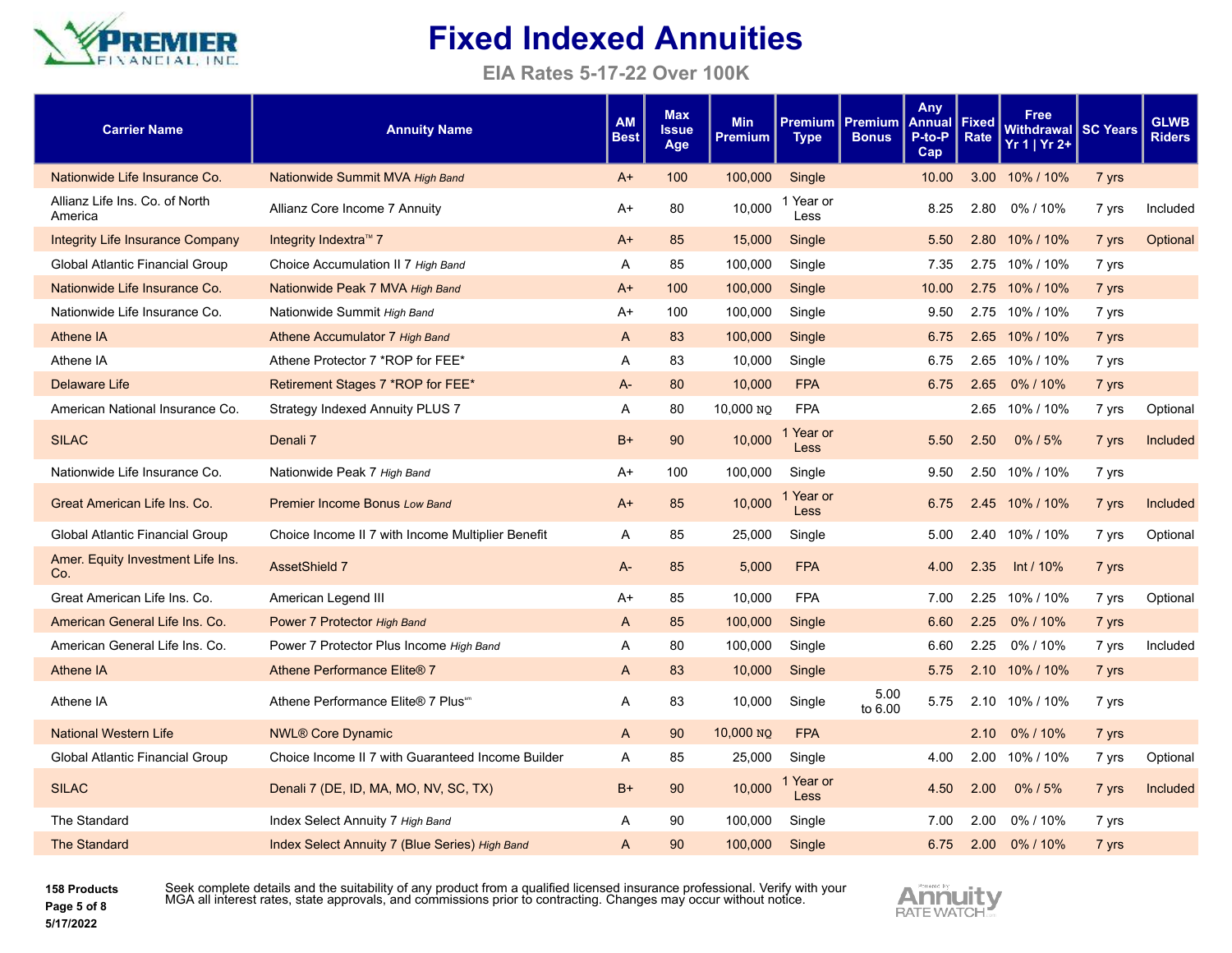# Fixed Indexed Annuities

### EIA Rates 5-17-22 Over 100K

| Carrier Name | Annuity Name | AM Best | Max Issue Age | Min Premium | Premium Type | Premium Bonus | Any Annual P-to-P Cap | Fixed Rate | Free Withdrawal Yr 1 \| Yr 2+ | SC Years | GLWB Riders |
|---|---|---|---|---|---|---|---|---|---|---|---|
| Nationwide Life Insurance Co. | Nationwide Summit MVA *High Band* | A+ | 100 | 100,000 | Single | | 10.00 | 3.00 | 10% / 10% | 7 yrs | |
| Allianz Life Ins. Co. of North America | Allianz Core Income 7 Annuity | A+ | 80 | 10,000 | 1 Year or Less | | 8.25 | 2.80 | 0% / 10% | 7 yrs | Included |
| Integrity Life Insurance Company | Integrity Indextra™ 7 | A+ | 85 | 15,000 | Single | | 5.50 | 2.80 | 10% / 10% | 7 yrs | Optional |
| Global Atlantic Financial Group | Choice Accumulation II 7 *High Band* | A | 85 | 100,000 | Single | | 7.35 | 2.75 | 10% / 10% | 7 yrs | |
| Nationwide Life Insurance Co. | Nationwide Peak 7 MVA *High Band* | A+ | 100 | 100,000 | Single | | 10.00 | 2.75 | 10% / 10% | 7 yrs | |
| Nationwide Life Insurance Co. | Nationwide Summit *High Band* | A+ | 100 | 100,000 | Single | | 9.50 | 2.75 | 10% / 10% | 7 yrs | |
| Athene IA | Athene Accumulator 7 *High Band* | A | 83 | 100,000 | Single | | 6.75 | 2.65 | 10% / 10% | 7 yrs | |
| Athene IA | Athene Protector 7 *ROP for FEE* | A | 83 | 10,000 | Single | | 6.75 | 2.65 | 10% / 10% | 7 yrs | |
| Delaware Life | Retirement Stages 7 *ROP for FEE* | A- | 80 | 10,000 | FPA | | 6.75 | 2.65 | 0% / 10% | 7 yrs | |
| American National Insurance Co. | Strategy Indexed Annuity PLUS 7 | A | 80 | 10,000 NQ | FPA | | | 2.65 | 10% / 10% | 7 yrs | Optional |
| SILAC | Denali 7 | B+ | 90 | 10,000 | 1 Year or Less | | 5.50 | 2.50 | 0% / 5% | 7 yrs | Included |
| Nationwide Life Insurance Co. | Nationwide Peak 7 *High Band* | A+ | 100 | 100,000 | Single | | 9.50 | 2.50 | 10% / 10% | 7 yrs | |
| Great American Life Ins. Co. | Premier Income Bonus *Low Band* | A+ | 85 | 10,000 | 1 Year or Less | | 6.75 | 2.45 | 10% / 10% | 7 yrs | Included |
| Global Atlantic Financial Group | Choice Income II 7 with Income Multiplier Benefit | A | 85 | 25,000 | Single | | 5.00 | 2.40 | 10% / 10% | 7 yrs | Optional |
| Amer. Equity Investment Life Ins. Co. | AssetShield 7 | A- | 85 | 5,000 | FPA | | 4.00 | 2.35 | Int / 10% | 7 yrs | |
| Great American Life Ins. Co. | American Legend III | A+ | 85 | 10,000 | FPA | | 7.00 | 2.25 | 10% / 10% | 7 yrs | Optional |
| American General Life Ins. Co. | Power 7 Protector *High Band* | A | 85 | 100,000 | Single | | 6.60 | 2.25 | 0% / 10% | 7 yrs | |
| American General Life Ins. Co. | Power 7 Protector Plus Income *High Band* | A | 80 | 100,000 | Single | | 6.60 | 2.25 | 0% / 10% | 7 yrs | Included |
| Athene IA | Athene Performance Elite® 7 | A | 83 | 10,000 | Single | | 5.75 | 2.10 | 10% / 10% | 7 yrs | |
| Athene IA | Athene Performance Elite® 7 Plus℠ | A | 83 | 10,000 | Single | 5.00 to 6.00 | 5.75 | 2.10 | 10% / 10% | 7 yrs | |
| National Western Life | NWL® Core Dynamic | A | 90 | 10,000 NQ | FPA | | | 2.10 | 0% / 10% | 7 yrs | |
| Global Atlantic Financial Group | Choice Income II 7 with Guaranteed Income Builder | A | 85 | 25,000 | Single | | 4.00 | 2.00 | 10% / 10% | 7 yrs | Optional |
| SILAC | Denali 7 (DE, ID, MA, MO, NV, SC, TX) | B+ | 90 | 10,000 | 1 Year or Less | | 4.50 | 2.00 | 0% / 5% | 7 yrs | Included |
| The Standard | Index Select Annuity 7 *High Band* | A | 90 | 100,000 | Single | | 7.00 | 2.00 | 0% / 10% | 7 yrs | |
| The Standard | Index Select Annuity 7 (Blue Series) *High Band* | A | 90 | 100,000 | Single | | 6.75 | 2.00 | 0% / 10% | 7 yrs | |

**158 Products**
**5/17/2022**

Seek complete details and the suitability of any product from a qualified licensed insurance professional. Verify with your MGA all interest rates, state approvals, and commissions prior to contracting. Changes may occur without notice.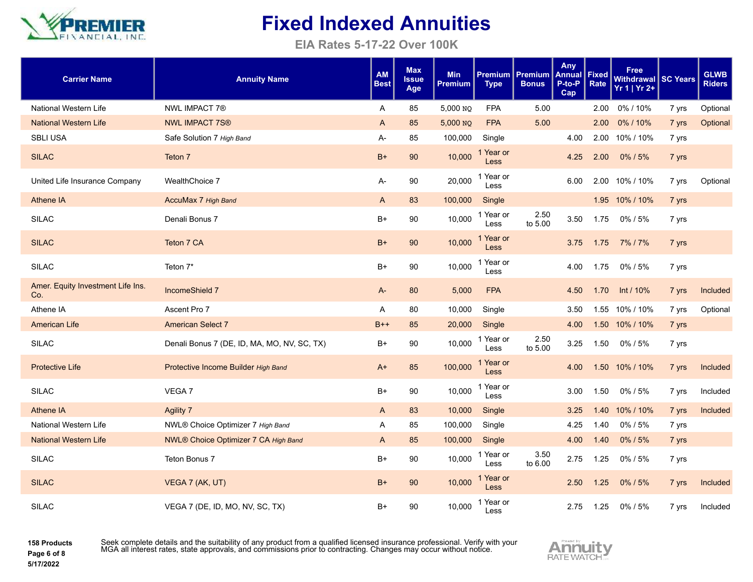# Fixed Indexed Annuities

## EIA Rates 5-17-22 Over 100K

| Carrier Name | Annuity Name | AM Best | Max Issue Age | Min Premium | Premium Type | Premium Bonus | Any Annual P-to-P Cap | Fixed Rate | Free Withdrawal Yr 1 \| Yr 2+ | SC Years | GLWB Riders |
|---|---|---|---|---|---|---|---|---|---|---|---|
| National Western Life | NWL IMPACT 7® | A | 85 | 5,000 NQ | FPA | 5.00 | | 2.00 | 0% / 10% | 7 yrs | Optional |
| National Western Life | NWL IMPACT 7S® | A | 85 | 5,000 NQ | FPA | 5.00 | | 2.00 | 0% / 10% | 7 yrs | Optional |
| SBLI USA | Safe Solution 7 *High Band* | A- | 85 | 100,000 | Single | | 4.00 | 2.00 | 10% / 10% | 7 yrs | |
| SILAC | Teton 7 | B+ | 90 | 10,000 | 1 Year or Less | | 4.25 | 2.00 | 0% / 5% | 7 yrs | |
| United Life Insurance Company | WealthChoice 7 | A- | 90 | 20,000 | 1 Year or Less | | 6.00 | 2.00 | 10% / 10% | 7 yrs | Optional |
| Athene IA | AccuMax 7 *High Band* | A | 83 | 100,000 | Single | | | 1.95 | 10% / 10% | 7 yrs | |
| SILAC | Denali Bonus 7 | B+ | 90 | 10,000 | 1 Year or Less | 2.50 to 5.00 | 3.50 | 1.75 | 0% / 5% | 7 yrs | |
| SILAC | Teton 7 CA | B+ | 90 | 10,000 | 1 Year or Less | | 3.75 | 1.75 | 7% / 7% | 7 yrs | |
| SILAC | Teton 7* | B+ | 90 | 10,000 | 1 Year or Less | | 4.00 | 1.75 | 0% / 5% | 7 yrs | |
| Amer. Equity Investment Life Ins. Co. | IncomeShield 7 | A- | 80 | 5,000 | FPA | | 4.50 | 1.70 | Int / 10% | 7 yrs | Included |
| Athene IA | Ascent Pro 7 | A | 80 | 10,000 | Single | | 3.50 | 1.55 | 10% / 10% | 7 yrs | Optional |
| American Life | American Select 7 | B++ | 85 | 20,000 | Single | | 4.00 | 1.50 | 10% / 10% | 7 yrs | |
| SILAC | Denali Bonus 7 (DE, ID, MA, MO, NV, SC, TX) | B+ | 90 | 10,000 | 1 Year or Less | 2.50 to 5.00 | 3.25 | 1.50 | 0% / 5% | 7 yrs | |
| Protective Life | Protective Income Builder *High Band* | A+ | 85 | 100,000 | 1 Year or Less | | 4.00 | 1.50 | 10% / 10% | 7 yrs | Included |
| SILAC | VEGA 7 | B+ | 90 | 10,000 | 1 Year or Less | | 3.00 | 1.50 | 0% / 5% | 7 yrs | Included |
| Athene IA | Agility 7 | A | 83 | 10,000 | Single | | 3.25 | 1.40 | 10% / 10% | 7 yrs | Included |
| National Western Life | NWL® Choice Optimizer 7 *High Band* | A | 85 | 100,000 | Single | | 4.25 | 1.40 | 0% / 5% | 7 yrs | |
| National Western Life | NWL® Choice Optimizer 7 CA *High Band* | A | 85 | 100,000 | Single | | 4.00 | 1.40 | 0% / 5% | 7 yrs | |
| SILAC | Teton Bonus 7 | B+ | 90 | 10,000 | 1 Year or Less | 3.50 to 6.00 | 2.75 | 1.25 | 0% / 5% | 7 yrs | |
| SILAC | VEGA 7 (AK, UT) | B+ | 90 | 10,000 | 1 Year or Less | | 2.50 | 1.25 | 0% / 5% | 7 yrs | Included |
| SILAC | VEGA 7 (DE, ID, MO, NV, SC, TX) | B+ | 90 | 10,000 | 1 Year or Less | | 2.75 | 1.25 | 0% / 5% | 7 yrs | Included |

**158 Products**
**5/17/2022**

Seek complete details and the suitability of any product from a qualified licensed insurance professional. Verify with your MGA all interest rates, state approvals, and commissions prior to contracting. Changes may occur without notice.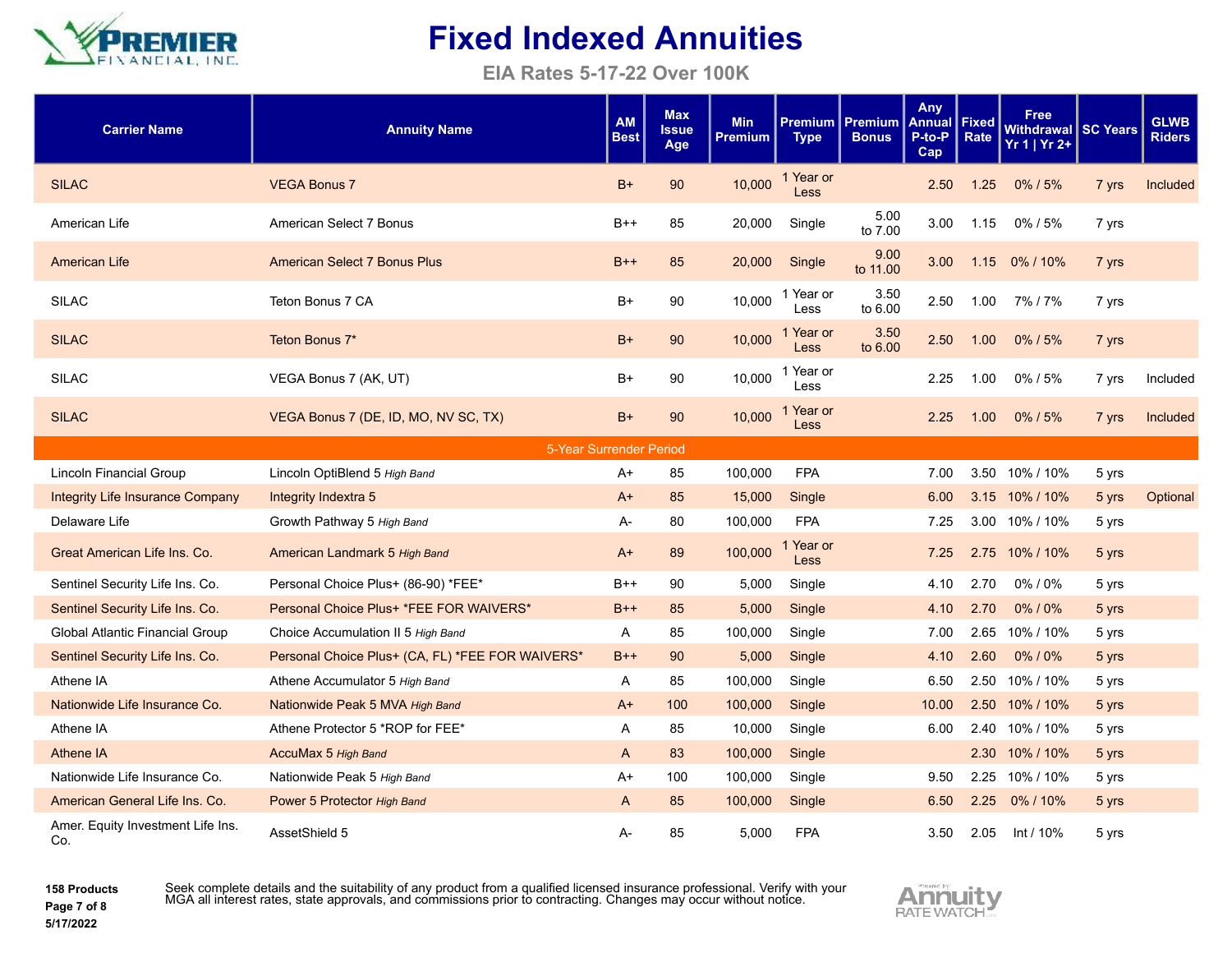# Fixed Indexed Annuities

## EIA Rates 5-17-22 Over 100K

| Carrier Name | Annuity Name | AM Best | Max Issue Age | Min Premium | Premium Type | Premium Bonus | Any Annual P-to-P Cap | Fixed Rate | Free Withdrawal Yr 1 \| Yr 2+ | SC Years | GLWB Riders |
|---|---|---|---|---|---|---|---|---|---|---|---|
| SILAC | VEGA Bonus 7 | B+ | 90 | 10,000 | 1 Year or Less | | 2.50 | 1.25 | 0% / 5% | 7 yrs | Included |
| American Life | American Select 7 Bonus | B++ | 85 | 20,000 | Single | 5.00 to 7.00 | 3.00 | 1.15 | 0% / 5% | 7 yrs | |
| American Life | American Select 7 Bonus Plus | B++ | 85 | 20,000 | Single | 9.00 to 11.00 | 3.00 | 1.15 | 0% / 10% | 7 yrs | |
| SILAC | Teton Bonus 7 CA | B+ | 90 | 10,000 | 1 Year or Less | 3.50 to 6.00 | 2.50 | 1.00 | 7% / 7% | 7 yrs | |
| SILAC | Teton Bonus 7* | B+ | 90 | 10,000 | 1 Year or Less | 3.50 to 6.00 | 2.50 | 1.00 | 0% / 5% | 7 yrs | |
| SILAC | VEGA Bonus 7 (AK, UT) | B+ | 90 | 10,000 | 1 Year or Less | | 2.25 | 1.00 | 0% / 5% | 7 yrs | Included |
| SILAC | VEGA Bonus 7 (DE, ID, MO, NV SC, TX) | B+ | 90 | 10,000 | 1 Year or Less | | 2.25 | 1.00 | 0% / 5% | 7 yrs | Included |
| **5-Year Surrender Period** | | | | | | | | | | | |
| Lincoln Financial Group | Lincoln OptiBlend 5 *High Band* | A+ | 85 | 100,000 | FPA | | 7.00 | 3.50 | 10% / 10% | 5 yrs | |
| Integrity Life Insurance Company | Integrity Indextra 5 | A+ | 85 | 15,000 | Single | | 6.00 | 3.15 | 10% / 10% | 5 yrs | Optional |
| Delaware Life | Growth Pathway 5 *High Band* | A- | 80 | 100,000 | FPA | | 7.25 | 3.00 | 10% / 10% | 5 yrs | |
| Great American Life Ins. Co. | American Landmark 5 *High Band* | A+ | 89 | 100,000 | 1 Year or Less | | 7.25 | 2.75 | 10% / 10% | 5 yrs | |
| Sentinel Security Life Ins. Co. | Personal Choice Plus+ (86-90) *FEE* | B++ | 90 | 5,000 | Single | | 4.10 | 2.70 | 0% / 0% | 5 yrs | |
| Sentinel Security Life Ins. Co. | Personal Choice Plus+ *FEE FOR WAIVERS* | B++ | 85 | 5,000 | Single | | 4.10 | 2.70 | 0% / 0% | 5 yrs | |
| Global Atlantic Financial Group | Choice Accumulation II 5 *High Band* | A | 85 | 100,000 | Single | | 7.00 | 2.65 | 10% / 10% | 5 yrs | |
| Sentinel Security Life Ins. Co. | Personal Choice Plus+ (CA, FL) *FEE FOR WAIVERS* | B++ | 90 | 5,000 | Single | | 4.10 | 2.60 | 0% / 0% | 5 yrs | |
| Athene IA | Athene Accumulator 5 *High Band* | A | 85 | 100,000 | Single | | 6.50 | 2.50 | 10% / 10% | 5 yrs | |
| Nationwide Life Insurance Co. | Nationwide Peak 5 MVA *High Band* | A+ | 100 | 100,000 | Single | | 10.00 | 2.50 | 10% / 10% | 5 yrs | |
| Athene IA | Athene Protector 5 *ROP for FEE* | A | 85 | 10,000 | Single | | 6.00 | 2.40 | 10% / 10% | 5 yrs | |
| Athene IA | AccuMax 5 *High Band* | A | 83 | 100,000 | Single | | | 2.30 | 10% / 10% | 5 yrs | |
| Nationwide Life Insurance Co. | Nationwide Peak 5 *High Band* | A+ | 100 | 100,000 | Single | | 9.50 | 2.25 | 10% / 10% | 5 yrs | |
| American General Life Ins. Co. | Power 5 Protector *High Band* | A | 85 | 100,000 | Single | | 6.50 | 2.25 | 0% / 10% | 5 yrs | |
| Amer. Equity Investment Life Ins. Co. | AssetShield 5 | A- | 85 | 5,000 | FPA | | 3.50 | 2.05 | Int / 10% | 5 yrs | |

**158 Products**

**5/17/2022**

Seek complete details and the suitability of any product from a qualified licensed insurance professional. Verify with your MGA all interest rates, state approvals, and commissions prior to contracting. Changes may occur without notice.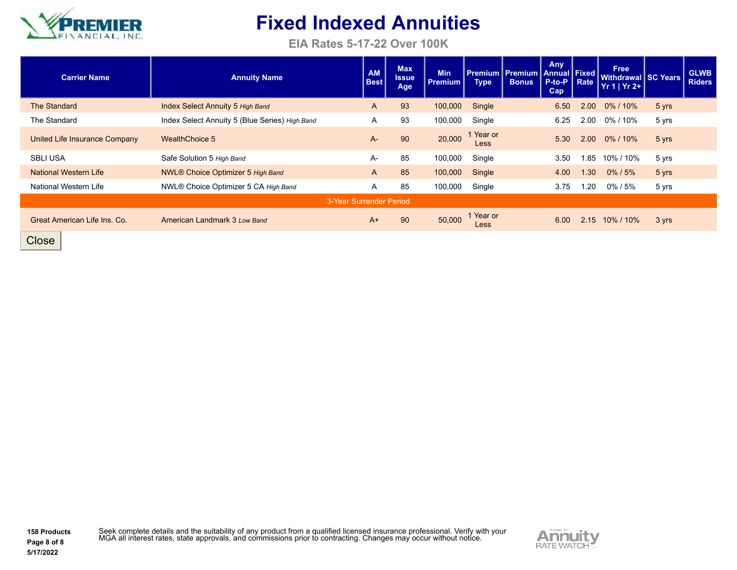# Fixed Indexed Annuities

## EIA Rates 5-17-22 Over 100K

| Carrier Name | Annuity Name | AM Best | Max Issue Age | Min Premium | Premium Type | Premium Bonus | Any Annual P-to-P Cap | Fixed Rate | Free Withdrawal Yr 1 \| Yr 2+ | SC Years | GLWB Riders |
|---|---|---|---|---|---|---|---|---|---|---|---|
| The Standard | Index Select Annuity 5 *High Band* | A | 93 | 100,000 | Single | | 6.50 | 2.00 | 0% / 10% | 5 yrs | |
| The Standard | Index Select Annuity 5 (Blue Series) *High Band* | A | 93 | 100,000 | Single | | 6.25 | 2.00 | 0% / 10% | 5 yrs | |
| United Life Insurance Company | WealthChoice 5 | A- | 90 | 20,000 | 1 Year or Less | | 5.30 | 2.00 | 0% / 10% | 5 yrs | |
| SBLI USA | Safe Solution 5 *High Band* | A- | 85 | 100,000 | Single | | 3.50 | 1.85 | 10% / 10% | 5 yrs | |
| National Western Life | NWL® Choice Optimizer 5 *High Band* | A | 85 | 100,000 | Single | | 4.00 | 1.30 | 0% / 5% | 5 yrs | |
| National Western Life | NWL® Choice Optimizer 5 CA *High Band* | A | 85 | 100,000 | Single | | 3.75 | 1.20 | 0% / 5% | 5 yrs | |
| 3-Year Surrender Period | | | | | | | | | | | |
| Great American Life Ins. Co. | American Landmark 3 *Low Band* | A+ | 90 | 50,000 | 1 Year or Less | | 6.00 | 2.15 | 10% / 10% | 3 yrs | |

Close

**158 Products**

**5/17/2022**

Seek complete details and the suitability of any product from a qualified licensed insurance professional. Verify with your MGA all interest rates, state approvals, and commissions prior to contracting. Changes may occur without notice.